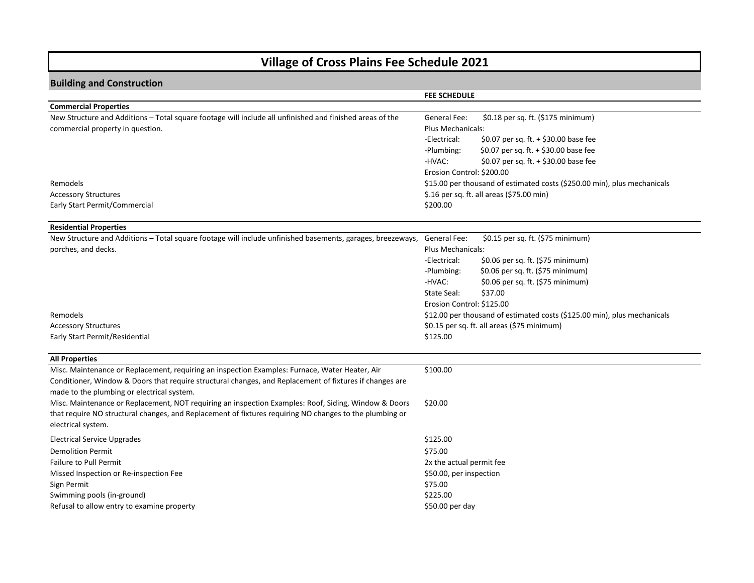# Village of Cross Plains Fee Schedule 2021

## Building and Construction

| | FEE SCHEDULE |
|---|---|
| **Commercial Properties** | |
| New Structure and Additions – Total square footage will include all unfinished and finished areas of the commercial property in question. | General Fee: $0.18 per sq. ft. ($175 minimum) |
| | Plus Mechanicals: |
| | -Electrical: $0.07 per sq. ft. + $30.00 base fee |
| | -Plumbing: $0.07 per sq. ft. + $30.00 base fee |
| | -HVAC: $0.07 per sq. ft. + $30.00 base fee |
| | Erosion Control: $200.00 |
| Remodels | $15.00 per thousand of estimated costs ($250.00 min), plus mechanicals |
| Accessory Structures | $.16 per sq. ft. all areas ($75.00 min) |
| Early Start Permit/Commercial | $200.00 |
| **Residential Properties** | |
| New Structure and Additions – Total square footage will include unfinished basements, garages, breezeways, porches, and decks. | General Fee: $0.15 per sq. ft. ($75 minimum) |
| | Plus Mechanicals: |
| | -Electrical: $0.06 per sq. ft. ($75 minimum) |
| | -Plumbing: $0.06 per sq. ft. ($75 minimum) |
| | -HVAC: $0.06 per sq. ft. ($75 minimum) |
| | State Seal: $37.00 |
| | Erosion Control: $125.00 |
| Remodels | $12.00 per thousand of estimated costs ($125.00 min), plus mechanicals |
| Accessory Structures | $0.15 per sq. ft. all areas ($75 minimum) |
| Early Start Permit/Residential | $125.00 |
| **All Properties** | |
| Misc. Maintenance or Replacement, requiring an inspection Examples: Furnace, Water Heater, Air Conditioner, Window & Doors that require structural changes, and Replacement of fixtures if changes are made to the plumbing or electrical system. | $100.00 |
| Misc. Maintenance or Replacement, NOT requiring an inspection Examples: Roof, Siding, Window & Doors that require NO structural changes, and Replacement of fixtures requiring NO changes to the plumbing or electrical system. | $20.00 |
| Electrical Service Upgrades | $125.00 |
| Demolition Permit | $75.00 |
| Failure to Pull Permit | 2x the actual permit fee |
| Missed Inspection or Re-inspection Fee | $50.00, per inspection |
| Sign Permit | $75.00 |
| Swimming pools (in-ground) | $225.00 |
| Refusal to allow entry to examine property | $50.00 per day |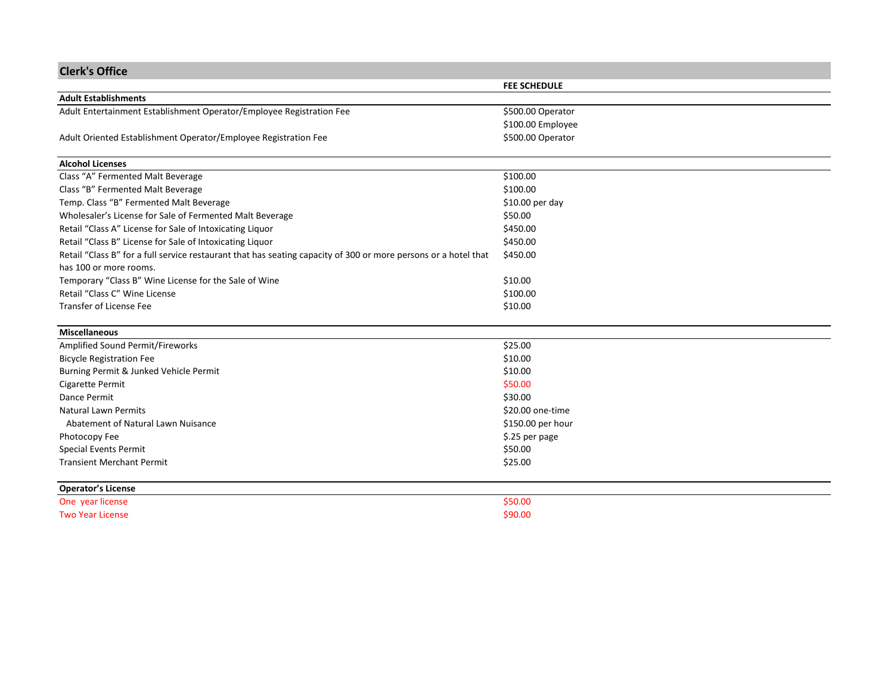## Clerk's Office

| | FEE SCHEDULE |
|---|---|
| **Adult Establishments** | |
| Adult Entertainment Establishment Operator/Employee Registration Fee | $500.00 Operator |
| | $100.00 Employee |
| Adult Oriented Establishment Operator/Employee Registration Fee | $500.00 Operator |
| **Alcohol Licenses** | |
| Class "A" Fermented Malt Beverage | $100.00 |
| Class "B" Fermented Malt Beverage | $100.00 |
| Temp. Class "B" Fermented Malt Beverage | $10.00 per day |
| Wholesaler's License for Sale of Fermented Malt Beverage | $50.00 |
| Retail "Class A" License for Sale of Intoxicating Liquor | $450.00 |
| Retail "Class B" License for Sale of Intoxicating Liquor | $450.00 |
| Retail "Class B" for a full service restaurant that has seating capacity of 300 or more persons or a hotel that has 100 or more rooms. | $450.00 |
| Temporary "Class B" Wine License for the Sale of Wine | $10.00 |
| Retail "Class C" Wine License | $100.00 |
| Transfer of License Fee | $10.00 |
| **Miscellaneous** | |
| Amplified Sound Permit/Fireworks | $25.00 |
| Bicycle Registration Fee | $10.00 |
| Burning Permit & Junked Vehicle Permit | $10.00 |
| Cigarette Permit | $50.00 |
| Dance Permit | $30.00 |
| Natural Lawn Permits | $20.00 one-time |
| Abatement of Natural Lawn Nuisance | $150.00 per hour |
| Photocopy Fee | $.25 per page |
| Special Events Permit | $50.00 |
| Transient Merchant Permit | $25.00 |
| **Operator's License** | |
| One year license | $50.00 |
| Two Year License | $90.00 |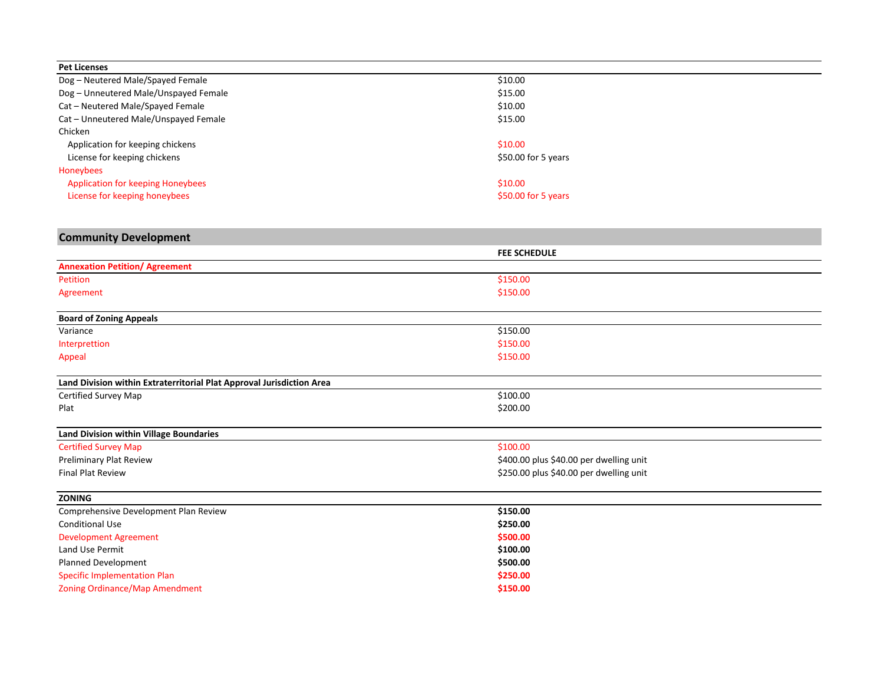| Pet Licenses | |
|---|---|
| Dog – Neutered Male/Spayed Female | $10.00 |
| Dog – Unneutered Male/Unspayed Female | $15.00 |
| Cat – Neutered Male/Spayed Female | $10.00 |
| Cat – Unneutered Male/Unspayed Female | $15.00 |
| Chicken | |
| Application for keeping chickens | $10.00 |
| License for keeping chickens | $50.00 for 5 years |
| Honeybees | |
| Application for keeping Honeybees | $10.00 |
| License for keeping honeybees | $50.00 for 5 years |

## Community Development

| | FEE SCHEDULE |
|---|---|
| **Annexation Petition/ Agreement** | |
| Petition | $150.00 |
| Agreement | $150.00 |
| **Board of Zoning Appeals** | |
| Variance | $150.00 |
| Interprettion | $150.00 |
| Appeal | $150.00 |
| **Land Division within Extraterritorial Plat Approval Jurisdiction Area** | |
| Certified Survey Map | $100.00 |
| Plat | $200.00 |
| **Land Division within Village Boundaries** | |
| Certified Survey Map | $100.00 |
| Preliminary Plat Review | $400.00 plus $40.00 per dwelling unit |
| Final Plat Review | $250.00 plus $40.00 per dwelling unit |
| **ZONING** | |
| Comprehensive Development Plan Review | **$150.00** |
| Conditional Use | **$250.00** |
| Development Agreement | **$500.00** |
| Land Use Permit | **$100.00** |
| Planned Development | **$500.00** |
| Specific Implementation Plan | **$250.00** |
| Zoning Ordinance/Map Amendment | **$150.00** |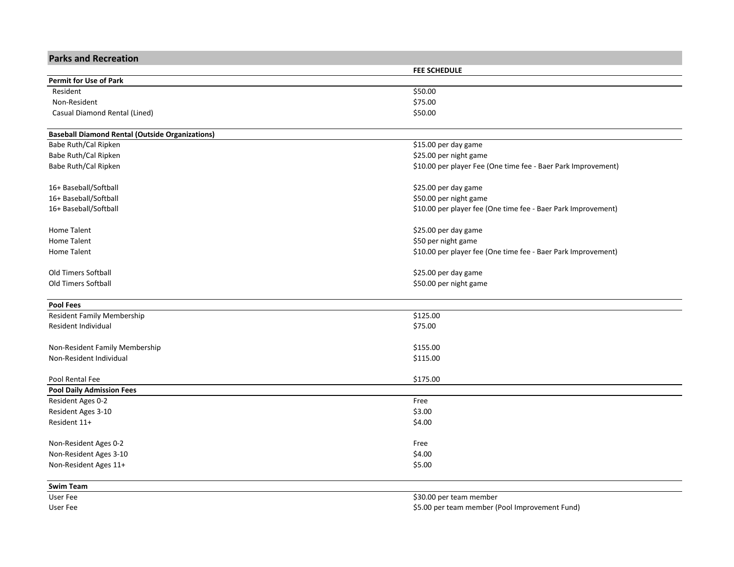## Parks and Recreation

| | FEE SCHEDULE |
|---|---|
| **Permit for Use of Park** | |
| Resident | $50.00 |
| Non-Resident | $75.00 |
| Casual Diamond Rental (Lined) | $50.00 |
| | |
| **Baseball Diamond Rental (Outside Organizations)** | |
| Babe Ruth/Cal Ripken | $15.00 per day game |
| Babe Ruth/Cal Ripken | $25.00 per night game |
| Babe Ruth/Cal Ripken | $10.00 per player Fee (One time fee - Baer Park Improvement) |
| | |
| 16+ Baseball/Softball | $25.00 per day game |
| 16+ Baseball/Softball | $50.00 per night game |
| 16+ Baseball/Softball | $10.00 per player fee (One time fee - Baer Park Improvement) |
| | |
| Home Talent | $25.00 per day game |
| Home Talent | $50 per night game |
| Home Talent | $10.00 per player fee (One time fee - Baer Park Improvement) |
| | |
| Old Timers Softball | $25.00 per day game |
| Old Timers Softball | $50.00 per night game |
| | |
| **Pool Fees** | |
| Resident Family Membership | $125.00 |
| Resident Individual | $75.00 |
| | |
| Non-Resident Family Membership | $155.00 |
| Non-Resident Individual | $115.00 |
| | |
| Pool Rental Fee | $175.00 |
| **Pool Daily Admission Fees** | |
| Resident Ages 0-2 | Free |
| Resident Ages 3-10 | $3.00 |
| Resident 11+ | $4.00 |
| | |
| Non-Resident Ages 0-2 | Free |
| Non-Resident Ages 3-10 | $4.00 |
| Non-Resident Ages 11+ | $5.00 |
| | |
| **Swim Team** | |
| User Fee | $30.00 per team member |
| User Fee | $5.00 per team member (Pool Improvement Fund) |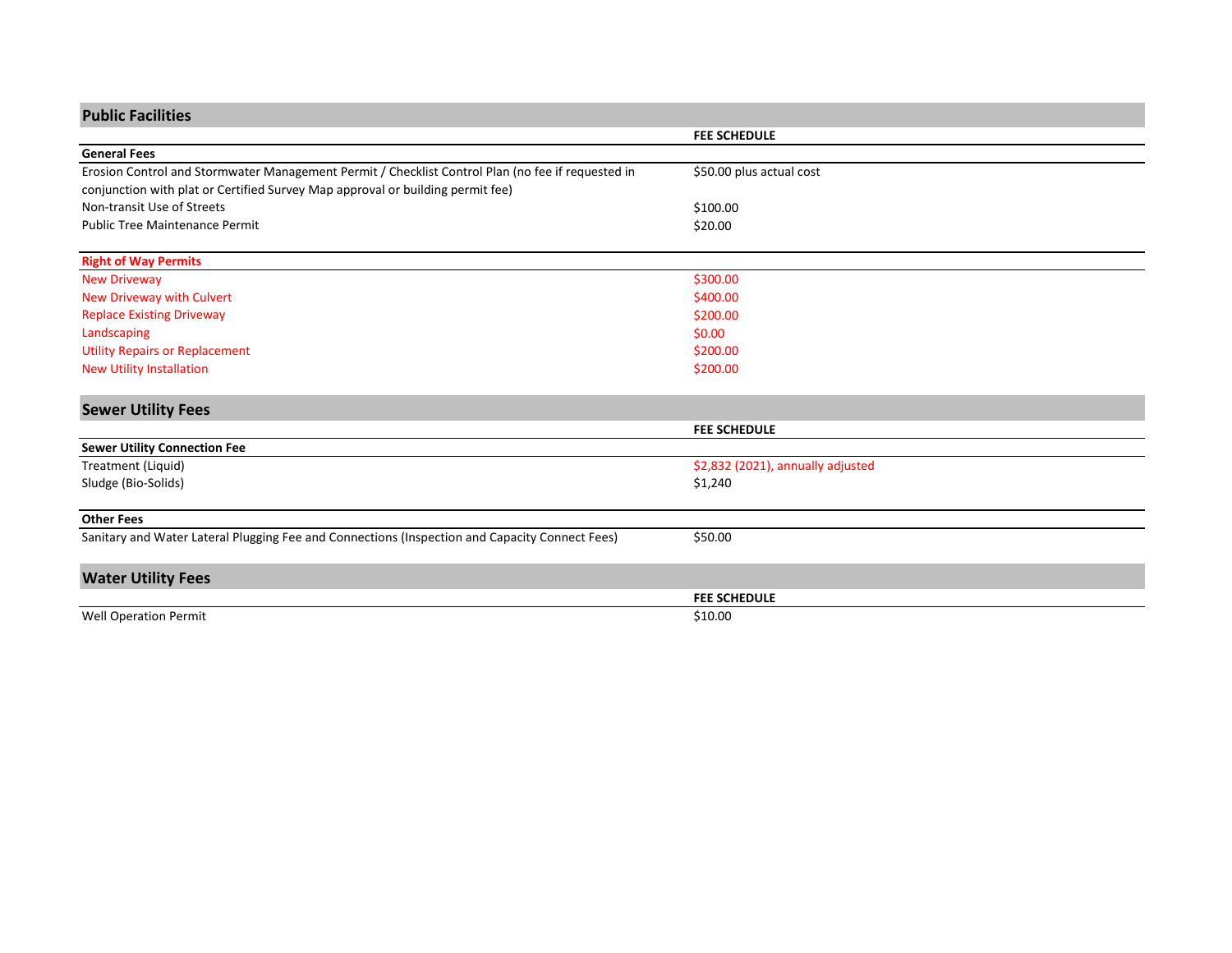## Public Facilities

| | FEE SCHEDULE |
|---|---|
| **General Fees** | |
| Erosion Control and Stormwater Management Permit / Checklist Control Plan (no fee if requested in conjunction with plat or Certified Survey Map approval or building permit fee) | $50.00 plus actual cost |
| Non-transit Use of Streets | $100.00 |
| Public Tree Maintenance Permit | $20.00 |
| **Right of Way Permits** | |
| New Driveway | $300.00 |
| New Driveway with Culvert | $400.00 |
| Replace Existing Driveway | $200.00 |
| Landscaping | $0.00 |
| Utility Repairs or Replacement | $200.00 |
| New Utility Installation | $200.00 |

## Sewer Utility Fees

| | FEE SCHEDULE |
|---|---|
| **Sewer Utility Connection Fee** | |
| Treatment (Liquid) | $2,832 (2021), annually adjusted |
| Sludge (Bio-Solids) | $1,240 |
| **Other Fees** | |
| Sanitary and Water Lateral Plugging Fee and Connections (Inspection and Capacity Connect Fees) | $50.00 |

## Water Utility Fees

| | FEE SCHEDULE |
|---|---|
| Well Operation Permit | $10.00 |